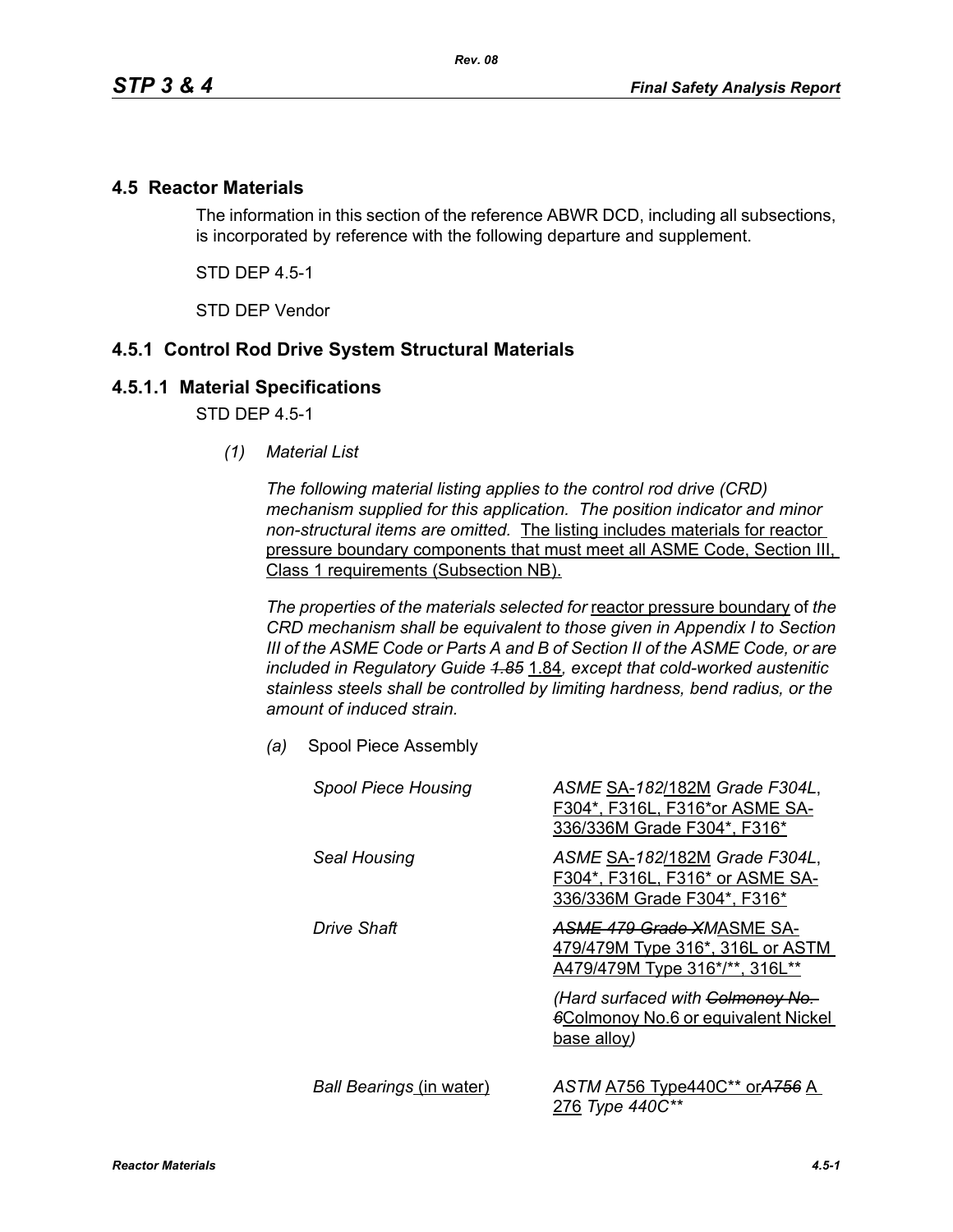## 4.5 Reactor Materials

The information in this section of the reference ABWR DCD, including all subsections, is incorporated by reference with the following departure and supplement.

STD DEP 4.5-1

STD DEP Vendor

## 4.5.1 Control Rod Drive System Structural Materials

### 4.5.1.1 Material Specifications

STD DEP 4.5-1

*(1) Material List*

*The following material listing applies to the control rod drive (CRD) mechanism supplied for this application. The position indicator and minor non-structural items are omitted.* The listing includes materials for reactor pressure boundary components that must meet all ASME Code, Section III, Class 1 requirements (Subsection NB).

*The properties of the materials selected for* reactor pressure boundary of *the CRD mechanism shall be equivalent to those given in Appendix I to Section III of the ASME Code or Parts A and B of Section II of the ASME Code, or are included in Regulatory Guide ~~1.85~~* 1.84*, except that cold-worked austenitic stainless steels shall be controlled by limiting hardness, bend radius, or the amount of induced strain.*

*(a)* Spool Piece Assembly

| | |
|---|---|
| *Spool Piece Housing* | *ASME* SA-*182*/182M *Grade F304L*, F304*, F316L, F316*or ASME SA-336/336M Grade F304*, F316* |
| *Seal Housing* | *ASME* SA-*182*/182M *Grade F304L*, F304*, F316L, F316* or ASME SA-336/336M Grade F304*, F316* |
| *Drive Shaft* | ~~*ASME 479 Grade XM*~~ASME SA-479/479M Type 316*, 316L or ASTM A479/479M Type 316*/**, 316L** <br> *(Hard surfaced with* ~~*Colmonoy No. 6*~~Colmonoy No.6 or equivalent Nickel base alloy*)* |
| *Ball Bearings* (in water) | *ASTM* A756 Type440C** or~~*A756*~~ A 276 *Type 440C*** |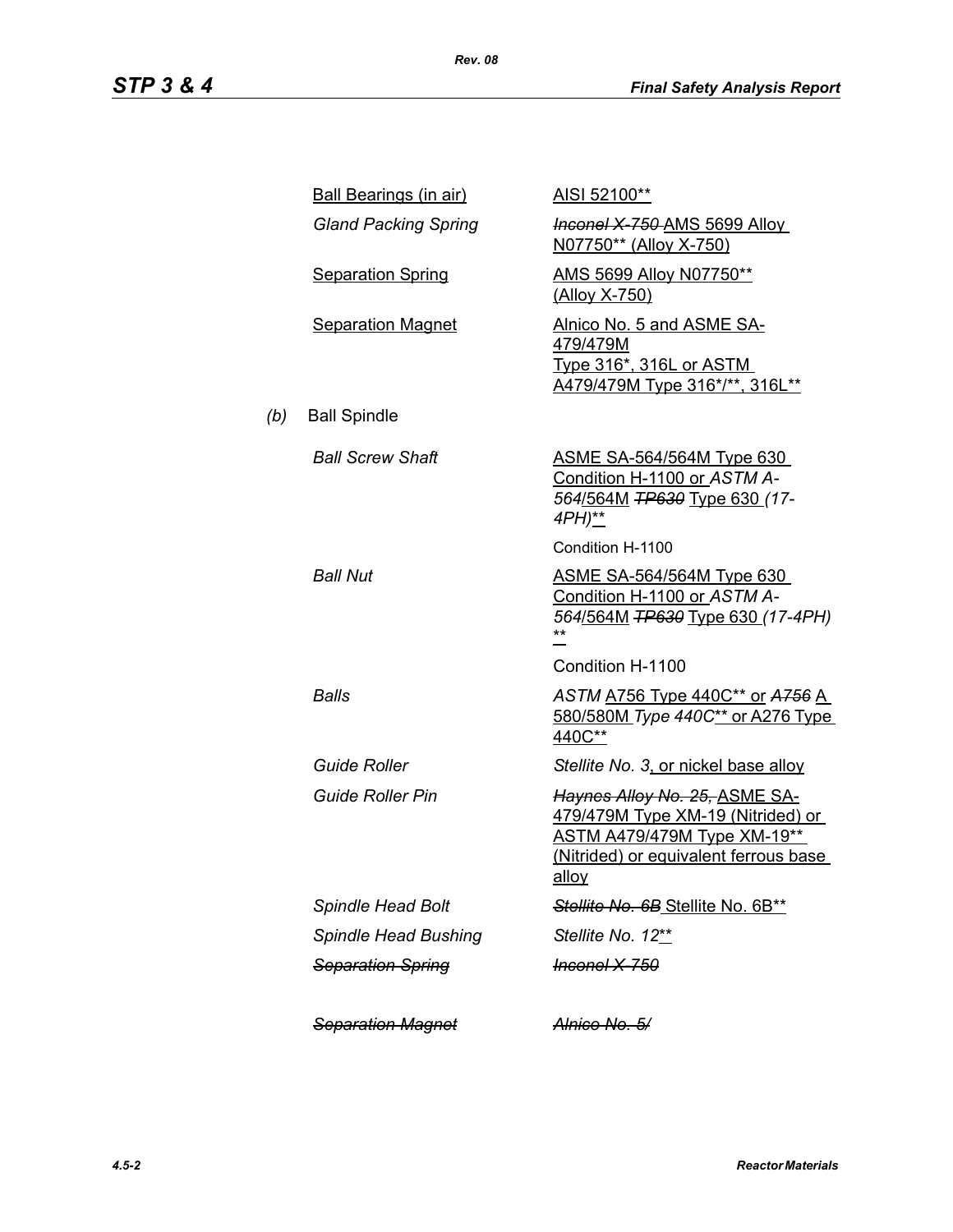| | |
|---|---|
| Ball Bearings (in air) | AISI 52100** |
| *Gland Packing Spring* | ~~*Inconel X-750*~~ AMS 5699 Alloy N07750** (Alloy X-750) |
| Separation Spring | AMS 5699 Alloy N07750** (Alloy X-750) |
| Separation Magnet | Alnico No. 5 and ASME SA-479/479M Type 316*, 316L or ASTM A479/479M Type 316*/**, 316L** |

(b) Ball Spindle

| | |
|---|---|
| *Ball Screw Shaft* | ASME SA-564/564M Type 630 Condition H-1100 or *ASTM A-564*/564M ~~*TP630*~~ Type 630 *(17-4PH)*** |
| | Condition H-1100 |
| *Ball Nut* | ASME SA-564/564M Type 630 Condition H-1100 or *ASTM A-564*/564M ~~*TP630*~~ Type 630 *(17-4PH)* ** |
| | Condition H-1100 |
| *Balls* | *ASTM* A756 Type 440C** or ~~*A756*~~ A 580/580M *Type 440C*** or A276 Type 440C** |
| *Guide Roller* | *Stellite No. 3*, or nickel base alloy |
| *Guide Roller Pin* | ~~*Haynes Alloy No. 25,*~~ ASME SA-479/479M Type XM-19 (Nitrided) or ASTM A479/479M Type XM-19** (Nitrided) or equivalent ferrous base alloy |
| *Spindle Head Bolt* | ~~*Stellite No. 6B*~~ Stellite No. 6B** |
| *Spindle Head Bushing* | *Stellite No. 12*** |
| ~~*Separation Spring*~~ | ~~*Inconel X-750*~~ |
| ~~*Separation Magnet*~~ | ~~*Alnico No. 5/*~~ |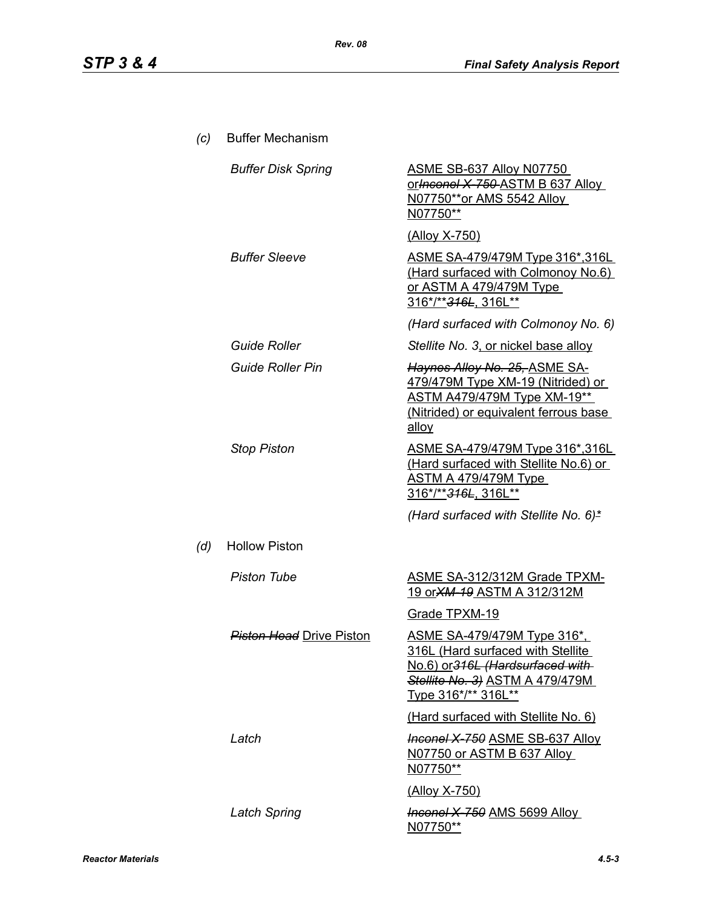*(c)* Buffer Mechanism

| | |
|---|---|
| *Buffer Disk Spring* | ASME SB-637 Alloy N07750 or~~Inconel X-750~~ ASTM B 637 Alloy N07750**or AMS 5542 Alloy N07750** |
| | (Alloy X-750) |
| *Buffer Sleeve* | ASME SA-479/479M Type 316*,316L (Hard surfaced with Colmonoy No.6) or ASTM A 479/479M Type 316*/**~~316L~~, 316L** |
| | *(Hard surfaced with Colmonoy No. 6)* |
| *Guide Roller* | *Stellite No. 3*, or nickel base alloy |
| *Guide Roller Pin* | ~~Haynes Alloy No. 25,~~ ASME SA-479/479M Type XM-19 (Nitrided) or ASTM A479/479M Type XM-19** (Nitrided) or equivalent ferrous base alloy |
| *Stop Piston* | ASME SA-479/479M Type 316*,316L (Hard surfaced with Stellite No.6) or ASTM A 479/479M Type 316*/**~~316L~~, 316L** |
| | *(Hard surfaced with Stellite No. 6)** |

*(d)* Hollow Piston

| | |
|---|---|
| *Piston Tube* | ASME SA-312/312M Grade TPXM-19 or~~XM-19~~ ASTM A 312/312M |
| | Grade TPXM-19 |
| ~~*Piston Head*~~ Drive Piston | ASME SA-479/479M Type 316*, 316L (Hard surfaced with Stellite No.6) or~~316L (Hardsurfaced with Stellite No. 3)~~ ASTM A 479/479M Type 316*/** 316L** |
| | (Hard surfaced with Stellite No. 6) |
| *Latch* | ~~Inconel X-750~~ ASME SB-637 Alloy N07750 or ASTM B 637 Alloy N07750** |
| | (Alloy X-750) |
| *Latch Spring* | ~~Inconel X-750~~ AMS 5699 Alloy N07750** |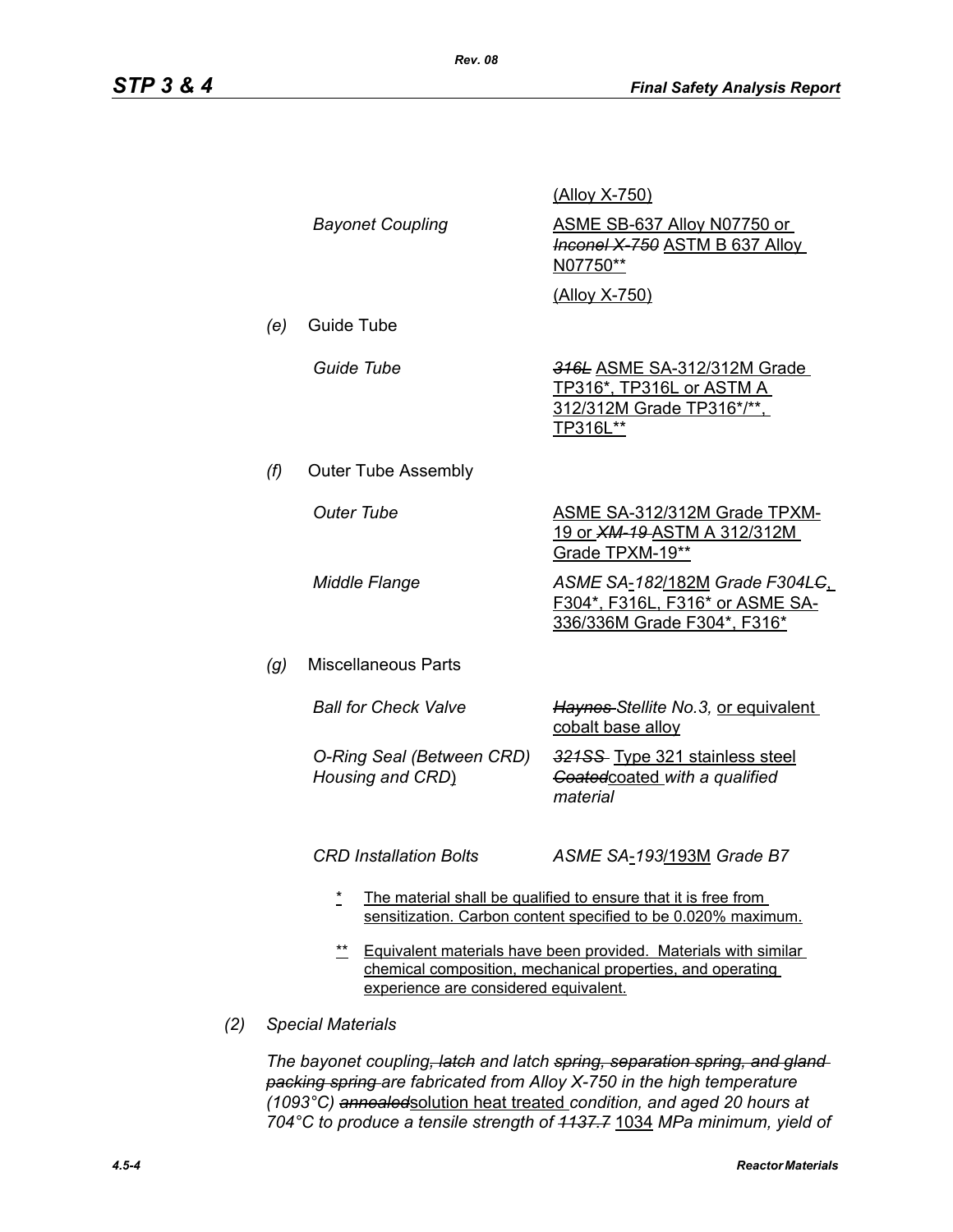| | |
|---|---|
| | (Alloy X-750) |
| *Bayonet Coupling* | ASME SB-637 Alloy N07750 or *~~Inconel X-750~~* ASTM B 637 Alloy N07750** |
| | (Alloy X-750) |

*(e)* Guide Tube

| | |
|---|---|
| *Guide Tube* | *~~316L~~* ASME SA-312/312M Grade TP316*, TP316L or ASTM A 312/312M Grade TP316*/**, TP316L** |

*(f)* Outer Tube Assembly

| | |
|---|---|
| *Outer Tube* | ASME SA-312/312M Grade TPXM-19 or *~~XM-19~~* ASTM A 312/312M Grade TPXM-19** |
| *Middle Flange* | *ASME SA-182*/182M *Grade F304L~~C~~*, F304*, F316L, F316* or ASME SA-336/336M Grade F304*, F316* |

*(g)* Miscellaneous Parts

| | |
|---|---|
| *Ball for Check Valve* | *~~Haynes~~ Stellite No.3,* or equivalent cobalt base alloy |
| *O-Ring Seal (Between CRD) Housing and CRD)* | *~~321SS~~* Type 321 stainless steel *~~Coated~~*coated *with a qualified material* |
| *CRD Installation Bolts* | *ASME SA-193*/193M *Grade B7* |

\* The material shall be qualified to ensure that it is free from sensitization. Carbon content specified to be 0.020% maximum.

\** Equivalent materials have been provided. Materials with similar chemical composition, mechanical properties, and operating experience are considered equivalent.

*(2) Special Materials*

*The bayonet coupling~~, latch~~ and latch ~~spring, separation spring, and gland packing spring~~ are fabricated from Alloy X-750 in the high temperature (1093°C) ~~annealed~~*solution heat treated *condition, and aged 20 hours at 704°C to produce a tensile strength of ~~1137.7~~* 1034 *MPa minimum, yield of*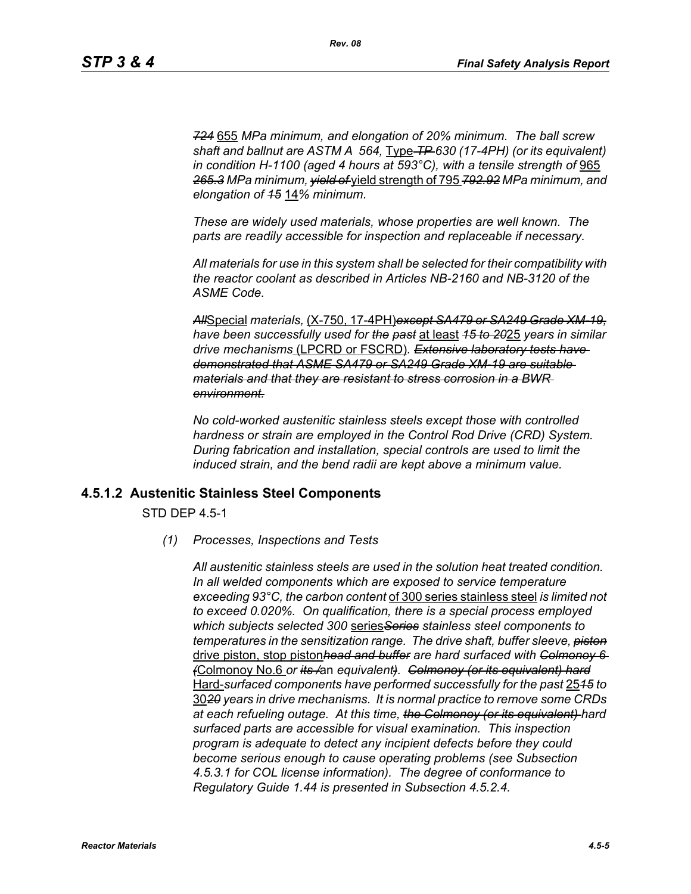*~~724~~* 655 *MPa minimum, and elongation of 20% minimum. The ball screw shaft and ballnut are ASTM A 564,* Type *~~TP~~ 630 (17-4PH) (or its equivalent) in condition H-1100 (aged 4 hours at 593°C), with a tensile strength of* 965 *~~265.3~~ MPa minimum, ~~yield of~~* yield strength of 795 *~~792.92~~ MPa minimum, and elongation of ~~15~~* 14*% minimum.*

*These are widely used materials, whose properties are well known. The parts are readily accessible for inspection and replaceable if necessary.*

*All materials for use in this system shall be selected for their compatibility with the reactor coolant as described in Articles NB-2160 and NB-3120 of the ASME Code.*

*~~All~~*Special *materials,* (X-750, 17-4PH)*~~except SA479 or SA249 Grade XM-19,~~ have been successfully used for ~~the past~~* at least *~~15 to 20~~*25 *years in similar drive mechanisms* (LPCRD or FSCRD). *~~Extensive laboratory tests have demonstrated that ASME SA479 or SA249 Grade XM-19 are suitable materials and that they are resistant to stress corrosion in a BWR environment.~~*

*No cold-worked austenitic stainless steels except those with controlled hardness or strain are employed in the Control Rod Drive (CRD) System. During fabrication and installation, special controls are used to limit the induced strain, and the bend radii are kept above a minimum value.*

## 4.5.1.2 Austenitic Stainless Steel Components

STD DEP 4.5-1

*(1) Processes, Inspections and Tests*

*All austenitic stainless steels are used in the solution heat treated condition. In all welded components which are exposed to service temperature exceeding 93°C, the carbon content* of 300 series stainless steel *is limited not to exceed 0.020%. On qualification, there is a special process employed which subjects selected 300* series*~~Series~~ stainless steel components to temperatures in the sensitization range. The drive shaft, buffer sleeve, ~~piston~~* drive piston, stop piston*~~head and buffer~~ are hard surfaced with ~~Colmonoy 6 (~~*Colmonoy No.6 *or ~~its /~~*an *equivalent~~)~~. ~~Colmonoy (or its equivalent) hard~~* Hard-*surfaced components have performed successfully for the past* 25*~~15~~ to* 30*~~20~~ years in drive mechanisms. It is normal practice to remove some CRDs at each refueling outage. At this time, ~~the Colmonoy (or its equivalent)~~ hard surfaced parts are accessible for visual examination. This inspection program is adequate to detect any incipient defects before they could become serious enough to cause operating problems (see Subsection 4.5.3.1 for COL license information). The degree of conformance to Regulatory Guide 1.44 is presented in Subsection 4.5.2.4.*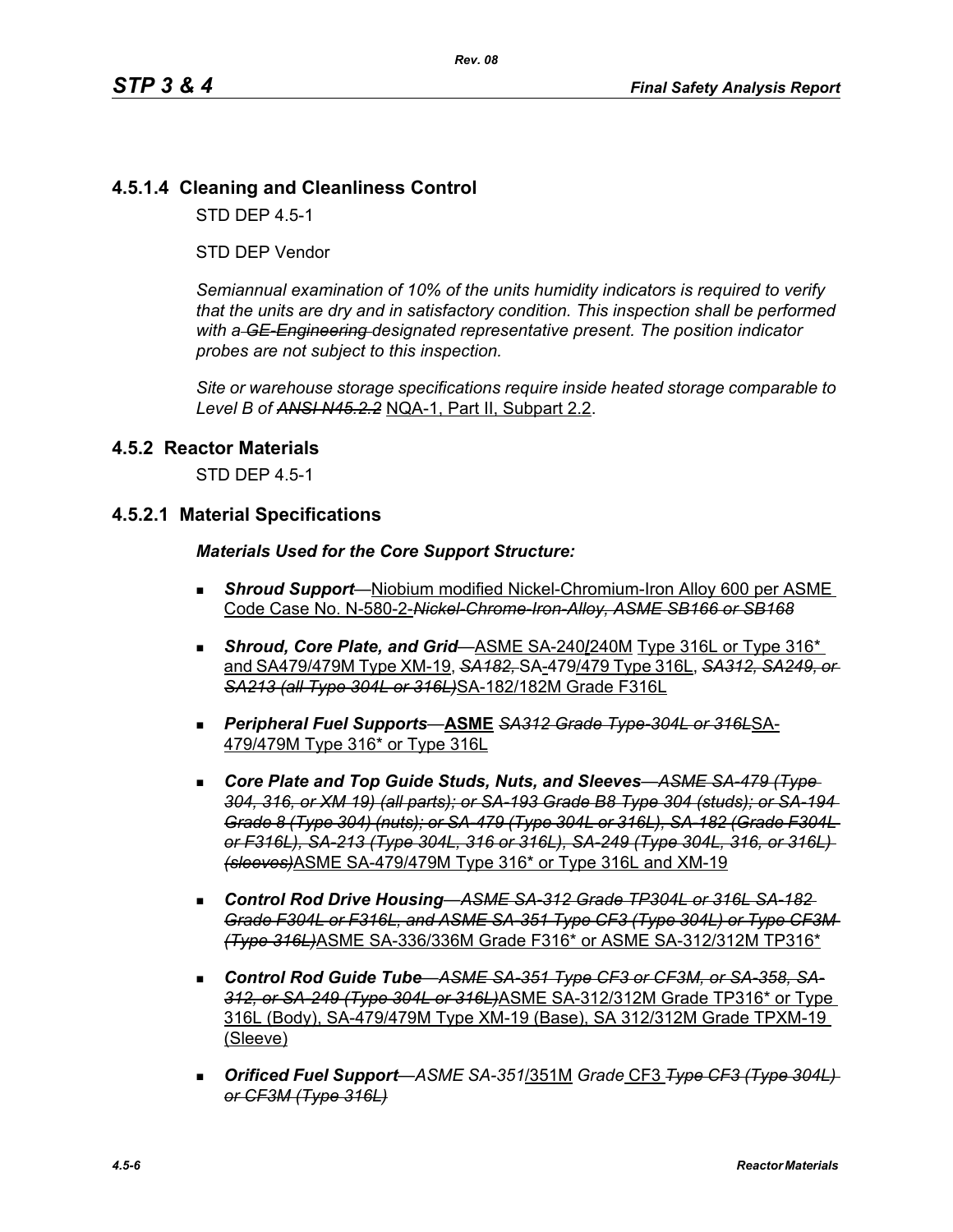## 4.5.1.4 Cleaning and Cleanliness Control

STD DEP 4.5-1

STD DEP Vendor

*Semiannual examination of 10% of the units humidity indicators is required to verify that the units are dry and in satisfactory condition. This inspection shall be performed with a ~~GE-Engineering~~ designated representative present. The position indicator probes are not subject to this inspection.*

*Site or warehouse storage specifications require inside heated storage comparable to Level B of ~~ANSI N45.2.2~~* NQA-1, Part II, Subpart 2.2.

## 4.5.2 Reactor Materials

STD DEP 4.5-1

### 4.5.2.1 Material Specifications

***Materials Used for the Core Support Structure:***

- ***Shroud Support***—Niobium modified Nickel-Chromium-Iron Alloy 600 per ASME Code Case No. N-580-2-~~*Nickel-Chrome-Iron-Alloy, ASME SB166 or SB168*~~
- ***Shroud, Core Plate, and Grid***—ASME SA-240/240M Type 316L or Type 316* and SA479/479M Type XM-19, ~~*SA182,*~~ SA-479/479 Type 316L, ~~*SA312, SA249, or SA213 (all Type 304L or 316L)*~~SA-182/182M Grade F316L
- ***Peripheral Fuel Supports***—**ASME** ~~*SA312 Grade Type-304L or 316L*~~SA-479/479M Type 316* or Type 316L
- ***Core Plate and Top Guide Studs, Nuts, and Sleeves***—~~*ASME SA-479 (Type 304, 316, or XM 19) (all parts); or SA-193 Grade B8 Type 304 (studs); or SA-194 Grade 8 (Type 304) (nuts); or SA-479 (Type 304L or 316L), SA-182 (Grade F304L or F316L), SA-213 (Type 304L, 316 or 316L), SA-249 (Type 304L, 316, or 316L) (sleeves)*~~ASME SA-479/479M Type 316* or Type 316L and XM-19
- ***Control Rod Drive Housing***—~~*ASME SA-312 Grade TP304L or 316L SA-182 Grade F304L or F316L, and ASME SA-351 Type CF3 (Type 304L) or Type CF3M (Type 316L)*~~ASME SA-336/336M Grade F316* or ASME SA-312/312M TP316*
- ***Control Rod Guide Tube***—~~*ASME SA-351 Type CF3 or CF3M, or SA-358, SA-312, or SA-249 (Type 304L or 316L)*~~ASME SA-312/312M Grade TP316* or Type 316L (Body), SA-479/479M Type XM-19 (Base), SA 312/312M Grade TPXM-19 (Sleeve)
- ***Orificed Fuel Support***—*ASME SA-351*/351M *Grade* CF3 ~~*Type CF3 (Type 304L) or CF3M (Type 316L)*~~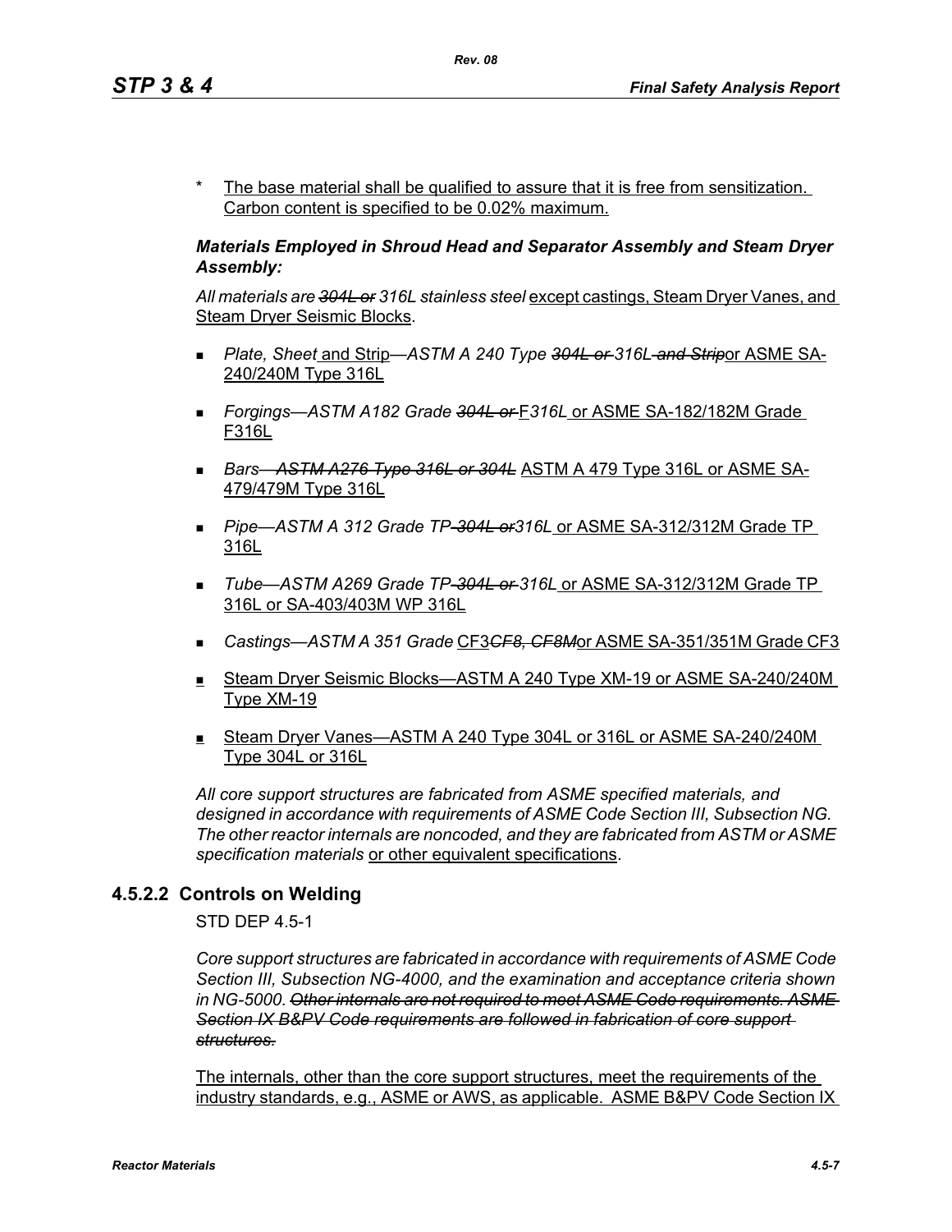\* The base material shall be qualified to assure that it is free from sensitization. Carbon content is specified to be 0.02% maximum.

***Materials Employed in Shroud Head and Separator Assembly and Steam Dryer Assembly:***

*All materials are ~~304L or~~ 316L stainless steel* except castings, Steam Dryer Vanes, and Steam Dryer Seismic Blocks.

- *Plate, Sheet* and Strip*—ASTM A 240 Type ~~304L or~~ 316L ~~and Strip~~* or ASME SA-240/240M Type 316L
- *Forgings—ASTM A182 Grade ~~304L or~~* F*316L* or ASME SA-182/182M Grade F316L
- *Bars—~~ASTM A276 Type 316L or 304L~~* ASTM A 479 Type 316L or ASME SA-479/479M Type 316L
- *Pipe—ASTM A 312 Grade TP ~~304L or~~ 316L* or ASME SA-312/312M Grade TP 316L
- *Tube—ASTM A269 Grade TP ~~304L or~~ 316L* or ASME SA-312/312M Grade TP 316L or SA-403/403M WP 316L
- *Castings—ASTM A 351 Grade* CF3*~~CF8, CF8M~~* or ASME SA-351/351M Grade CF3
- Steam Dryer Seismic Blocks—ASTM A 240 Type XM-19 or ASME SA-240/240M Type XM-19
- Steam Dryer Vanes—ASTM A 240 Type 304L or 316L or ASME SA-240/240M Type 304L or 316L

*All core support structures are fabricated from ASME specified materials, and designed in accordance with requirements of ASME Code Section III, Subsection NG. The other reactor internals are noncoded, and they are fabricated from ASTM or ASME specification materials* or other equivalent specifications.

### 4.5.2.2 Controls on Welding

STD DEP 4.5-1

*Core support structures are fabricated in accordance with requirements of ASME Code Section III, Subsection NG-4000, and the examination and acceptance criteria shown in NG-5000. ~~Other internals are not required to meet ASME Code requirements. ASME Section IX B&PV Code requirements are followed in fabrication of core support structures.~~*

The internals, other than the core support structures, meet the requirements of the industry standards, e.g., ASME or AWS, as applicable. ASME B&PV Code Section IX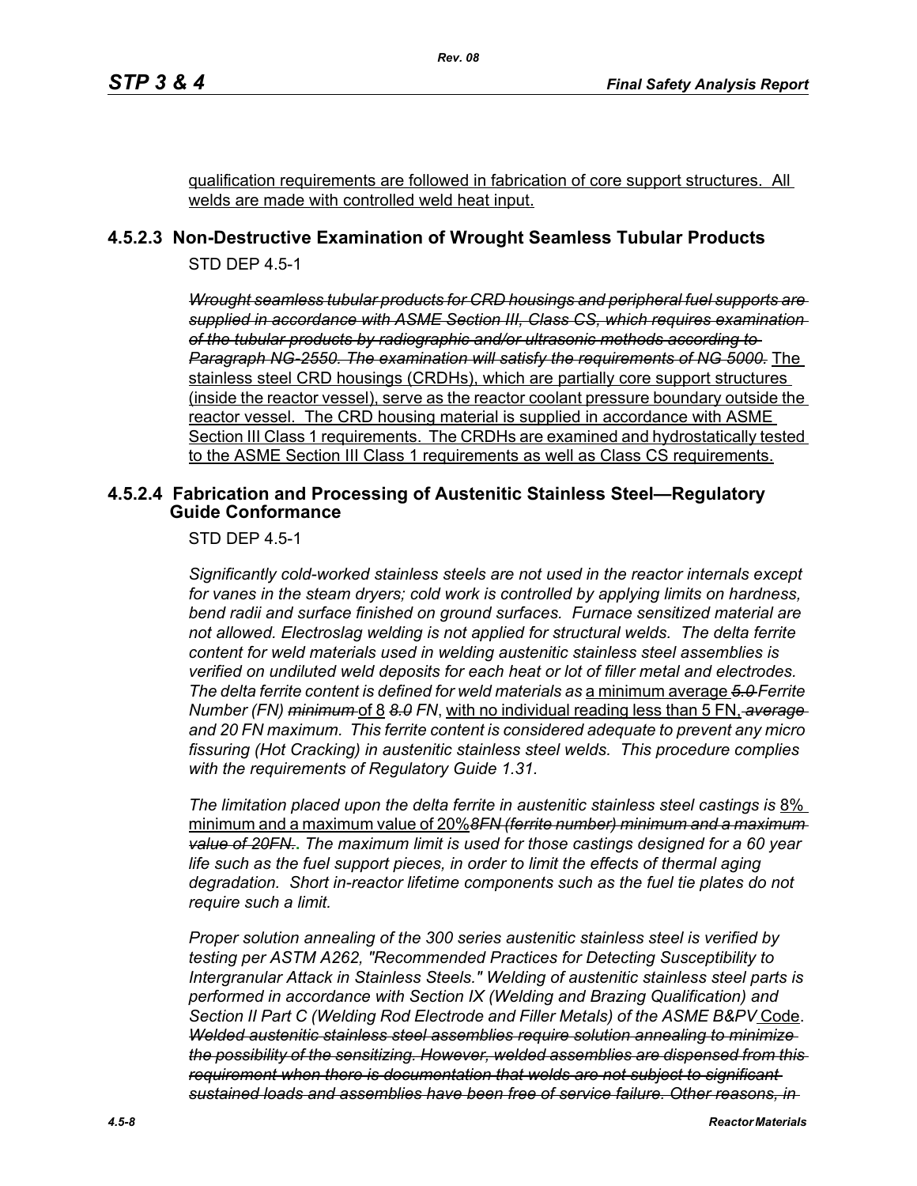qualification requirements are followed in fabrication of core support structures. All welds are made with controlled weld heat input.

### 4.5.2.3 Non-Destructive Examination of Wrought Seamless Tubular Products

STD DEP 4.5-1

~~*Wrought seamless tubular products for CRD housings and peripheral fuel supports are supplied in accordance with ASME Section III, Class CS, which requires examination of the tubular products by radiographic and/or ultrasonic methods according to Paragraph NG-2550. The examination will satisfy the requirements of NG 5000.*~~ The stainless steel CRD housings (CRDHs), which are partially core support structures (inside the reactor vessel), serve as the reactor coolant pressure boundary outside the reactor vessel. The CRD housing material is supplied in accordance with ASME Section III Class 1 requirements. The CRDHs are examined and hydrostatically tested to the ASME Section III Class 1 requirements as well as Class CS requirements.

### 4.5.2.4 Fabrication and Processing of Austenitic Stainless Steel—Regulatory Guide Conformance

STD DEP 4.5-1

*Significantly cold-worked stainless steels are not used in the reactor internals except for vanes in the steam dryers; cold work is controlled by applying limits on hardness, bend radii and surface finished on ground surfaces. Furnace sensitized material are not allowed. Electroslag welding is not applied for structural welds. The delta ferrite content for weld materials used in welding austenitic stainless steel assemblies is verified on undiluted weld deposits for each heat or lot of filler metal and electrodes. The delta ferrite content is defined for weld materials as* a minimum average ~~*5.0*~~ *Ferrite Number (FN)* ~~*minimum*~~ of 8 ~~*8.0*~~ *FN*, with no individual reading less than 5 FN, ~~*average*~~ *and 20 FN maximum. This ferrite content is considered adequate to prevent any micro fissuring (Hot Cracking) in austenitic stainless steel welds. This procedure complies with the requirements of Regulatory Guide 1.31.*

*The limitation placed upon the delta ferrite in austenitic stainless steel castings is* 8% minimum and a maximum value of 20%~~*8FN (ferrite number) minimum and a maximum value of 20FN.*~~. *The maximum limit is used for those castings designed for a 60 year life such as the fuel support pieces, in order to limit the effects of thermal aging degradation. Short in-reactor lifetime components such as the fuel tie plates do not require such a limit.*

*Proper solution annealing of the 300 series austenitic stainless steel is verified by testing per ASTM A262, "Recommended Practices for Detecting Susceptibility to Intergranular Attack in Stainless Steels." Welding of austenitic stainless steel parts is performed in accordance with Section IX (Welding and Brazing Qualification) and Section II Part C (Welding Rod Electrode and Filler Metals) of the ASME B&PV* Code. ~~*Welded austenitic stainless steel assemblies require solution annealing to minimize the possibility of the sensitizing. However, welded assemblies are dispensed from this requirement when there is documentation that welds are not subject to significant sustained loads and assemblies have been free of service failure. Other reasons, in*~~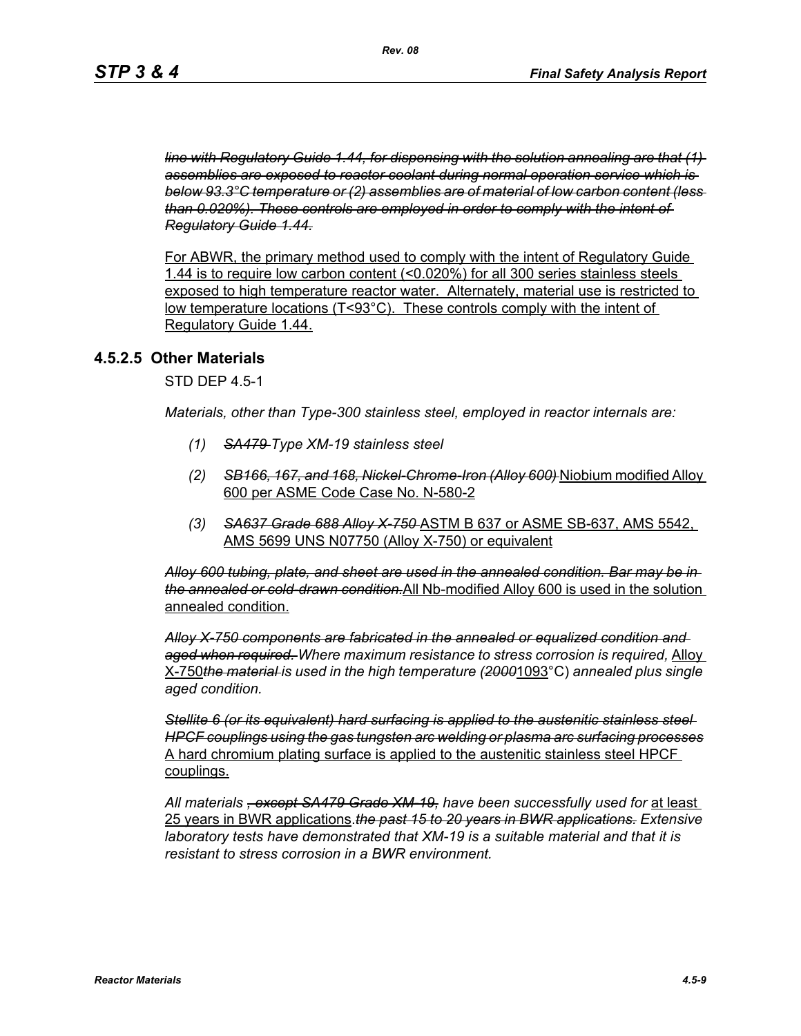*~~line with Regulatory Guide 1.44, for dispensing with the solution annealing are that (1) assemblies are exposed to reactor coolant during normal operation service which is below 93.3°C temperature or (2) assemblies are of material of low carbon content (less than 0.020%). These controls are employed in order to comply with the intent of Regulatory Guide 1.44.~~*

<u>For ABWR, the primary method used to comply with the intent of Regulatory Guide 1.44 is to require low carbon content (<0.020%) for all 300 series stainless steels exposed to high temperature reactor water. Alternately, material use is restricted to low temperature locations (T<93°C). These controls comply with the intent of Regulatory Guide 1.44.</u>

### 4.5.2.5 Other Materials

STD DEP 4.5-1

*Materials, other than Type-300 stainless steel, employed in reactor internals are:*

1. *~~SA479~~ Type XM-19 stainless steel*
2. *~~SB166, 167, and 168, Nickel-Chrome-Iron (Alloy 600)~~* <u>Niobium modified Alloy 600 per ASME Code Case No. N-580-2</u>
3. *~~SA637 Grade 688 Alloy X-750~~* <u>ASTM B 637 or ASME SB-637, AMS 5542, AMS 5699 UNS N07750 (Alloy X-750) or equivalent</u>

*~~Alloy 600 tubing, plate, and sheet are used in the annealed condition. Bar may be in the annealed or cold-drawn condition.~~*<u>All Nb-modified Alloy 600 is used in the solution annealed condition.</u>

*~~Alloy X-750 components are fabricated in the annealed or equalized condition and aged when required.~~ Where maximum resistance to stress corrosion is required,* <u>Alloy X-750</u>*~~the material~~ is used in the high temperature (~~2000~~*<u>1093</u>°C) *annealed plus single aged condition.*

*~~Stellite 6 (or its equivalent) hard surfacing is applied to the austenitic stainless steel HPCF couplings using the gas tungsten arc welding or plasma arc surfacing processes~~* <u>A hard chromium plating surface is applied to the austenitic stainless steel HPCF couplings.</u>

*All materials ~~, except SA479 Grade XM-19,~~ have been successfully used for* <u>at least 25 years in BWR applications</u>.*~~the past 15 to 20 years in BWR applications.~~ Extensive laboratory tests have demonstrated that XM-19 is a suitable material and that it is resistant to stress corrosion in a BWR environment.*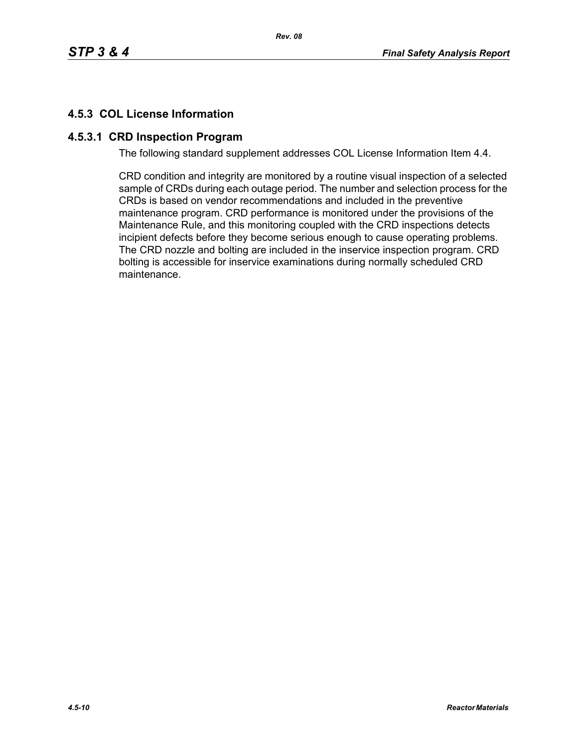## 4.5.3 COL License Information

### 4.5.3.1 CRD Inspection Program

The following standard supplement addresses COL License Information Item 4.4.

CRD condition and integrity are monitored by a routine visual inspection of a selected sample of CRDs during each outage period. The number and selection process for the CRDs is based on vendor recommendations and included in the preventive maintenance program. CRD performance is monitored under the provisions of the Maintenance Rule, and this monitoring coupled with the CRD inspections detects incipient defects before they become serious enough to cause operating problems. The CRD nozzle and bolting are included in the inservice inspection program. CRD bolting is accessible for inservice examinations during normally scheduled CRD maintenance.